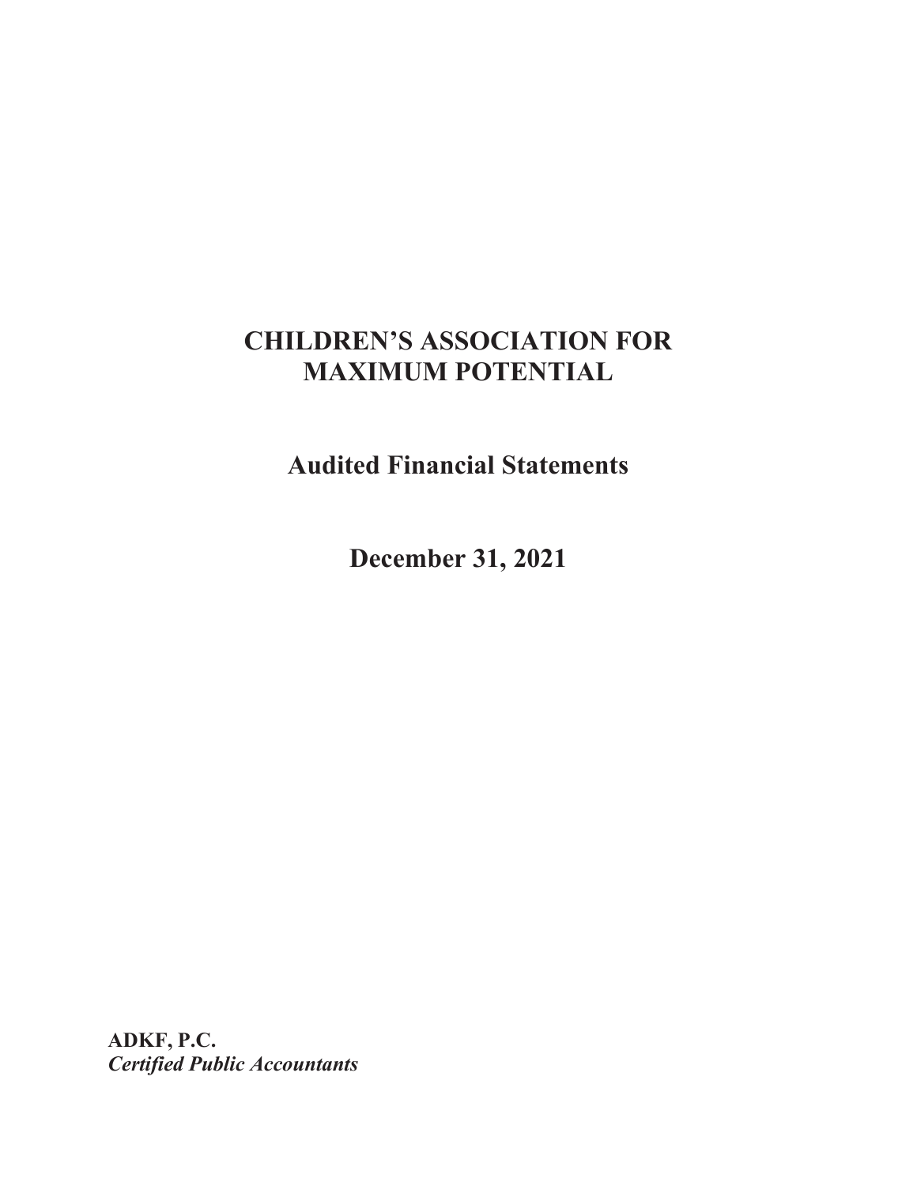# CHILDREN'S ASSOCIATION FOR MAXIMUM POTENTIAL

## Audited Financial Statements

## December 31, 2021

**ADKF, P.C.**
***Certified Public Accountants***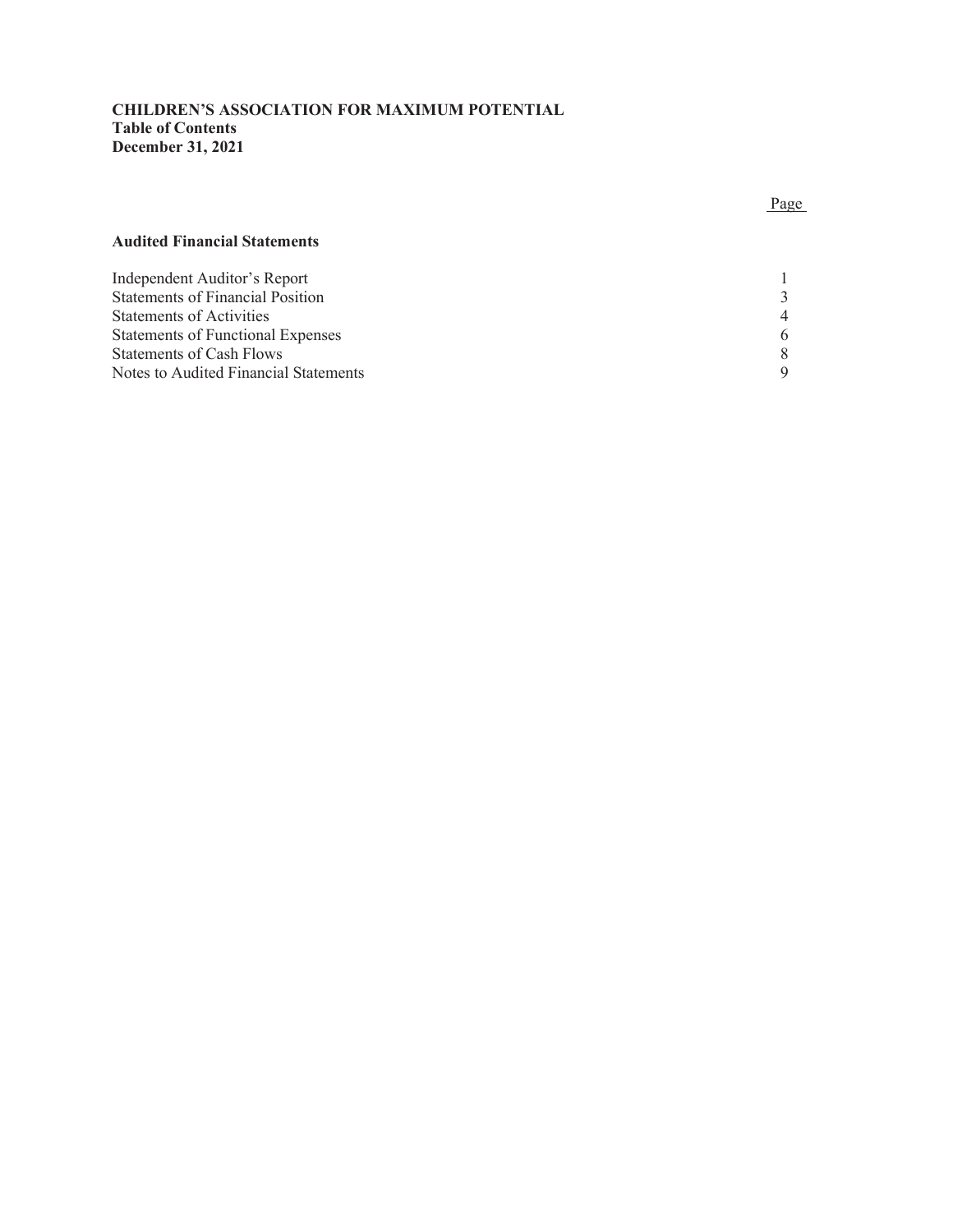**CHILDREN'S ASSOCIATION FOR MAXIMUM POTENTIAL**
**Table of Contents**
**December 31, 2021**

| | Page |
|---|---|
| **Audited Financial Statements** | |
| Independent Auditor's Report | 1 |
| Statements of Financial Position | 3 |
| Statements of Activities | 4 |
| Statements of Functional Expenses | 6 |
| Statements of Cash Flows | 8 |
| Notes to Audited Financial Statements | 9 |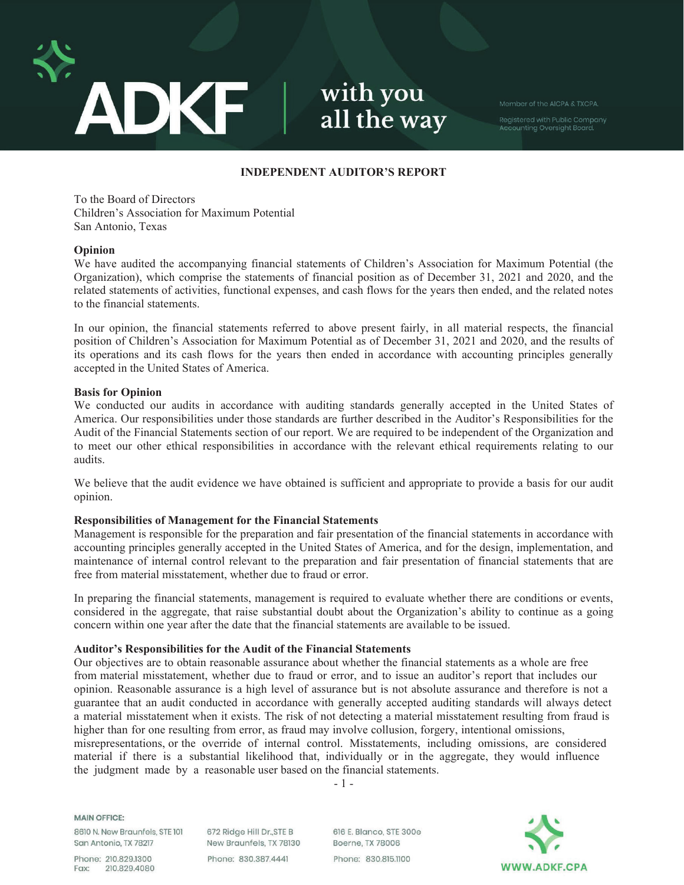## INDEPENDENT AUDITOR'S REPORT

To the Board of Directors
Children's Association for Maximum Potential
San Antonio, Texas

### Opinion

We have audited the accompanying financial statements of Children's Association for Maximum Potential (the Organization), which comprise the statements of financial position as of December 31, 2021 and 2020, and the related statements of activities, functional expenses, and cash flows for the years then ended, and the related notes to the financial statements.

In our opinion, the financial statements referred to above present fairly, in all material respects, the financial position of Children's Association for Maximum Potential as of December 31, 2021 and 2020, and the results of its operations and its cash flows for the years then ended in accordance with accounting principles generally accepted in the United States of America.

### Basis for Opinion

We conducted our audits in accordance with auditing standards generally accepted in the United States of America. Our responsibilities under those standards are further described in the Auditor's Responsibilities for the Audit of the Financial Statements section of our report. We are required to be independent of the Organization and to meet our other ethical responsibilities in accordance with the relevant ethical requirements relating to our audits.

We believe that the audit evidence we have obtained is sufficient and appropriate to provide a basis for our audit opinion.

### Responsibilities of Management for the Financial Statements

Management is responsible for the preparation and fair presentation of the financial statements in accordance with accounting principles generally accepted in the United States of America, and for the design, implementation, and maintenance of internal control relevant to the preparation and fair presentation of financial statements that are free from material misstatement, whether due to fraud or error.

In preparing the financial statements, management is required to evaluate whether there are conditions or events, considered in the aggregate, that raise substantial doubt about the Organization's ability to continue as a going concern within one year after the date that the financial statements are available to be issued.

### Auditor's Responsibilities for the Audit of the Financial Statements

Our objectives are to obtain reasonable assurance about whether the financial statements as a whole are free from material misstatement, whether due to fraud or error, and to issue an auditor's report that includes our opinion. Reasonable assurance is a high level of assurance but is not absolute assurance and therefore is not a guarantee that an audit conducted in accordance with generally accepted auditing standards will always detect a material misstatement when it exists. The risk of not detecting a material misstatement resulting from fraud is higher than for one resulting from error, as fraud may involve collusion, forgery, intentional omissions, misrepresentations, or the override of internal control. Misstatements, including omissions, are considered material if there is a substantial likelihood that, individually or in the aggregate, they would influence the judgment made by a reasonable user based on the financial statements.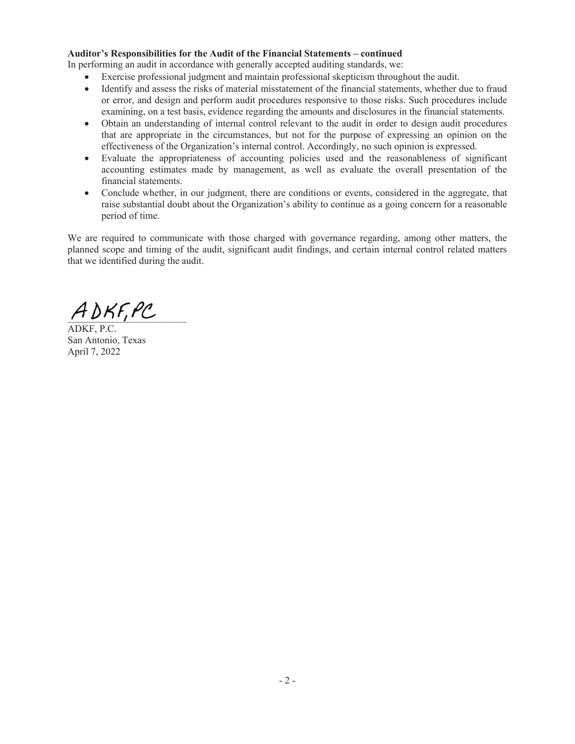**Auditor's Responsibilities for the Audit of the Financial Statements – continued**

In performing an audit in accordance with generally accepted auditing standards, we:

- Exercise professional judgment and maintain professional skepticism throughout the audit.
- Identify and assess the risks of material misstatement of the financial statements, whether due to fraud or error, and design and perform audit procedures responsive to those risks. Such procedures include examining, on a test basis, evidence regarding the amounts and disclosures in the financial statements.
- Obtain an understanding of internal control relevant to the audit in order to design audit procedures that are appropriate in the circumstances, but not for the purpose of expressing an opinion on the effectiveness of the Organization's internal control. Accordingly, no such opinion is expressed.
- Evaluate the appropriateness of accounting policies used and the reasonableness of significant accounting estimates made by management, as well as evaluate the overall presentation of the financial statements.
- Conclude whether, in our judgment, there are conditions or events, considered in the aggregate, that raise substantial doubt about the Organization's ability to continue as a going concern for a reasonable period of time.

We are required to communicate with those charged with governance regarding, among other matters, the planned scope and timing of the audit, significant audit findings, and certain internal control related matters that we identified during the audit.

ADKF, PC

ADKF, P.C.
San Antonio, Texas
April 7, 2022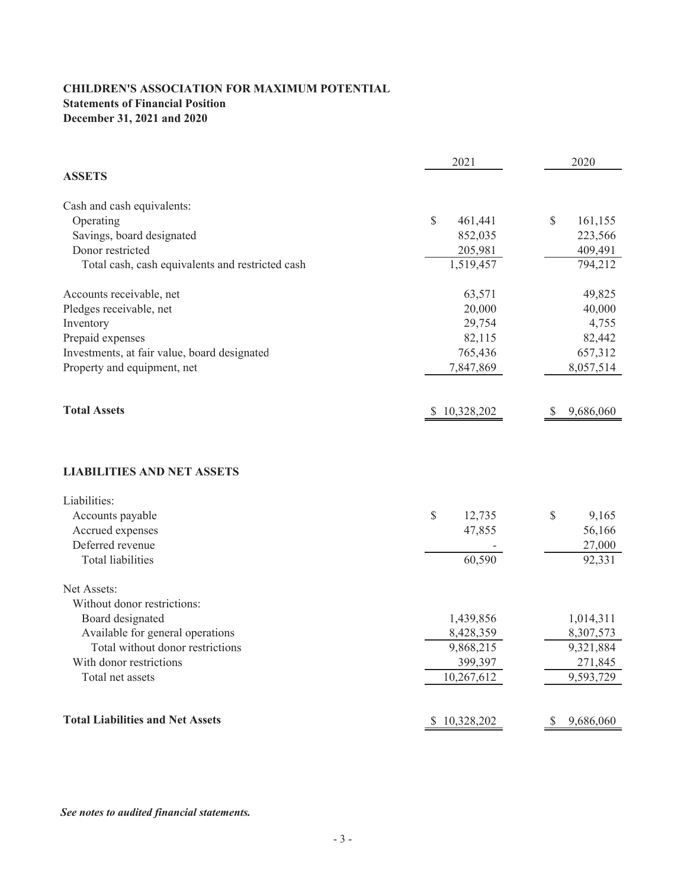**CHILDREN'S ASSOCIATION FOR MAXIMUM POTENTIAL**
**Statements of Financial Position**
**December 31, 2021 and 2020**

| | 2021 | 2020 |
|---|---|---|
| **ASSETS** | | |
| Cash and cash equivalents: | | |
| Operating | $ 461,441 | $ 161,155 |
| Savings, board designated | 852,035 | 223,566 |
| Donor restricted | 205,981 | 409,491 |
| Total cash, cash equivalents and restricted cash | 1,519,457 | 794,212 |
| Accounts receivable, net | 63,571 | 49,825 |
| Pledges receivable, net | 20,000 | 40,000 |
| Inventory | 29,754 | 4,755 |
| Prepaid expenses | 82,115 | 82,442 |
| Investments, at fair value, board designated | 765,436 | 657,312 |
| Property and equipment, net | 7,847,869 | 8,057,514 |
| **Total Assets** | $ 10,328,202 | $ 9,686,060 |
| **LIABILITIES AND NET ASSETS** | | |
| Liabilities: | | |
| Accounts payable | $ 12,735 | $ 9,165 |
| Accrued expenses | 47,855 | 56,166 |
| Deferred revenue | - | 27,000 |
| Total liabilities | 60,590 | 92,331 |
| Net Assets: | | |
| Without donor restrictions: | | |
| Board designated | 1,439,856 | 1,014,311 |
| Available for general operations | 8,428,359 | 8,307,573 |
| Total without donor restrictions | 9,868,215 | 9,321,884 |
| With donor restrictions | 399,397 | 271,845 |
| Total net assets | 10,267,612 | 9,593,729 |
| **Total Liabilities and Net Assets** | $ 10,328,202 | $ 9,686,060 |

***See notes to audited financial statements.***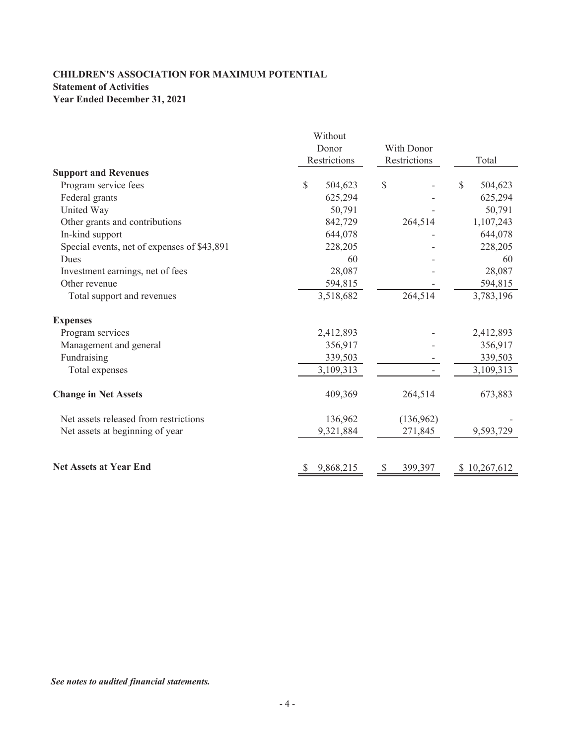**CHILDREN'S ASSOCIATION FOR MAXIMUM POTENTIAL**
**Statement of Activities**
**Year Ended December 31, 2021**

| | Without Donor Restrictions | With Donor Restrictions | Total |
|---|---|---|---|
| **Support and Revenues** | | | |
| Program service fees | $ 504,623 | $ - | $ 504,623 |
| Federal grants | 625,294 | - | 625,294 |
| United Way | 50,791 | - | 50,791 |
| Other grants and contributions | 842,729 | 264,514 | 1,107,243 |
| In-kind support | 644,078 | - | 644,078 |
| Special events, net of expenses of $43,891 | 228,205 | - | 228,205 |
| Dues | 60 | - | 60 |
| Investment earnings, net of fees | 28,087 | - | 28,087 |
| Other revenue | 594,815 | - | 594,815 |
| Total support and revenues | 3,518,682 | 264,514 | 3,783,196 |
| **Expenses** | | | |
| Program services | 2,412,893 | - | 2,412,893 |
| Management and general | 356,917 | - | 356,917 |
| Fundraising | 339,503 | - | 339,503 |
| Total expenses | 3,109,313 | - | 3,109,313 |
| **Change in Net Assets** | 409,369 | 264,514 | 673,883 |
| Net assets released from restrictions | 136,962 | (136,962) | - |
| Net assets at beginning of year | 9,321,884 | 271,845 | 9,593,729 |
| **Net Assets at Year End** | $ 9,868,215 | $ 399,397 | $ 10,267,612 |

***See notes to audited financial statements.***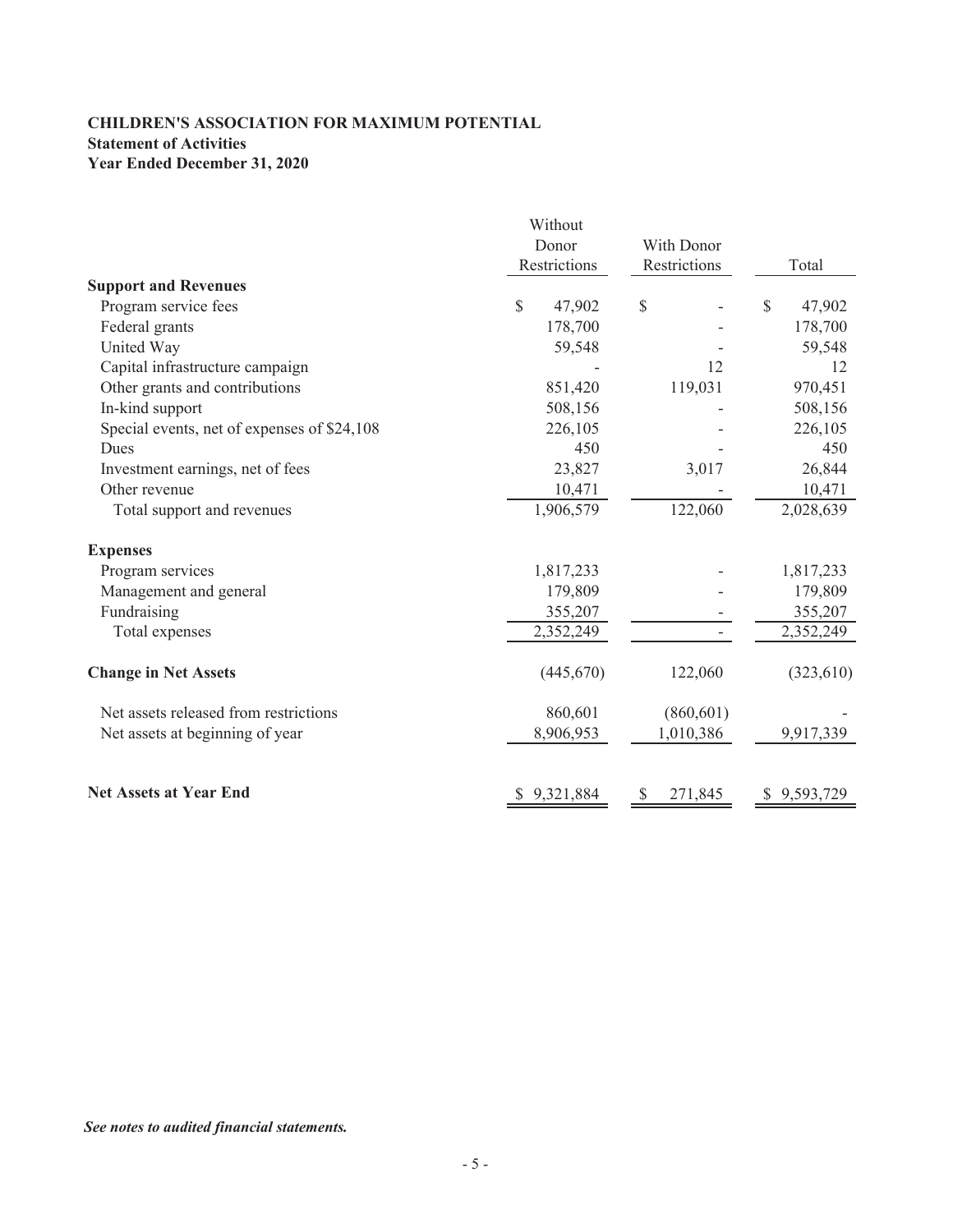**CHILDREN'S ASSOCIATION FOR MAXIMUM POTENTIAL**
**Statement of Activities**
**Year Ended December 31, 2020**

| | Without Donor Restrictions | With Donor Restrictions | Total |
|---|---|---|---|
| **Support and Revenues** | | | |
| Program service fees | $ 47,902 | $ - | $ 47,902 |
| Federal grants | 178,700 | - | 178,700 |
| United Way | 59,548 | - | 59,548 |
| Capital infrastructure campaign | - | 12 | 12 |
| Other grants and contributions | 851,420 | 119,031 | 970,451 |
| In-kind support | 508,156 | - | 508,156 |
| Special events, net of expenses of $24,108 | 226,105 | - | 226,105 |
| Dues | 450 | - | 450 |
| Investment earnings, net of fees | 23,827 | 3,017 | 26,844 |
| Other revenue | 10,471 | - | 10,471 |
| Total support and revenues | 1,906,579 | 122,060 | 2,028,639 |
| **Expenses** | | | |
| Program services | 1,817,233 | - | 1,817,233 |
| Management and general | 179,809 | - | 179,809 |
| Fundraising | 355,207 | - | 355,207 |
| Total expenses | 2,352,249 | - | 2,352,249 |
| **Change in Net Assets** | (445,670) | 122,060 | (323,610) |
| Net assets released from restrictions | 860,601 | (860,601) | - |
| Net assets at beginning of year | 8,906,953 | 1,010,386 | 9,917,339 |
| **Net Assets at Year End** | $ 9,321,884 | $ 271,845 | $ 9,593,729 |

***See notes to audited financial statements.***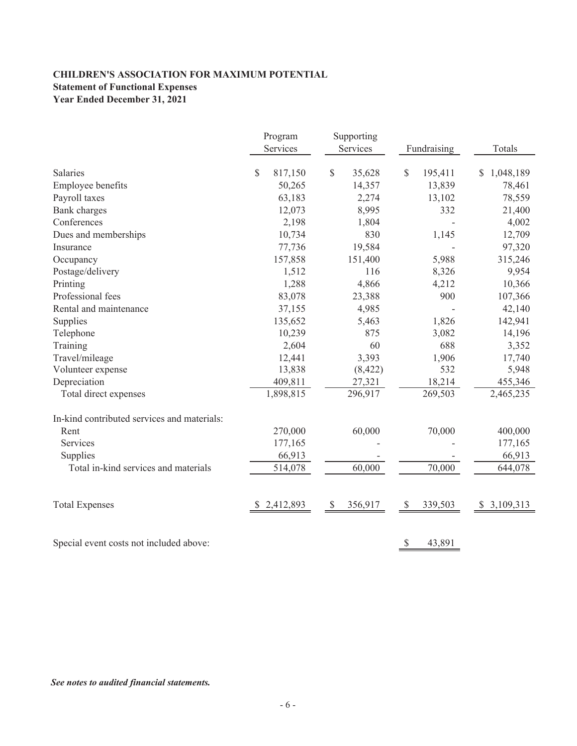**CHILDREN'S ASSOCIATION FOR MAXIMUM POTENTIAL**
**Statement of Functional Expenses**
**Year Ended December 31, 2021**

| | Program Services | Supporting Services | Fundraising | Totals |
|---|---|---|---|---|
| Salaries | $ 817,150 | $ 35,628 | $ 195,411 | $ 1,048,189 |
| Employee benefits | 50,265 | 14,357 | 13,839 | 78,461 |
| Payroll taxes | 63,183 | 2,274 | 13,102 | 78,559 |
| Bank charges | 12,073 | 8,995 | 332 | 21,400 |
| Conferences | 2,198 | 1,804 | - | 4,002 |
| Dues and memberships | 10,734 | 830 | 1,145 | 12,709 |
| Insurance | 77,736 | 19,584 | - | 97,320 |
| Occupancy | 157,858 | 151,400 | 5,988 | 315,246 |
| Postage/delivery | 1,512 | 116 | 8,326 | 9,954 |
| Printing | 1,288 | 4,866 | 4,212 | 10,366 |
| Professional fees | 83,078 | 23,388 | 900 | 107,366 |
| Rental and maintenance | 37,155 | 4,985 | - | 42,140 |
| Supplies | 135,652 | 5,463 | 1,826 | 142,941 |
| Telephone | 10,239 | 875 | 3,082 | 14,196 |
| Training | 2,604 | 60 | 688 | 3,352 |
| Travel/mileage | 12,441 | 3,393 | 1,906 | 17,740 |
| Volunteer expense | 13,838 | (8,422) | 532 | 5,948 |
| Depreciation | 409,811 | 27,321 | 18,214 | 455,346 |
| Total direct expenses | 1,898,815 | 296,917 | 269,503 | 2,465,235 |
| In-kind contributed services and materials: | | | | |
| Rent | 270,000 | 60,000 | 70,000 | 400,000 |
| Services | 177,165 | - | - | 177,165 |
| Supplies | 66,913 | - | - | 66,913 |
| Total in-kind services and materials | 514,078 | 60,000 | 70,000 | 644,078 |
| Total Expenses | $ 2,412,893 | $ 356,917 | $ 339,503 | $ 3,109,313 |
| Special event costs not included above: | | | $ 43,891 | |

***See notes to audited financial statements.***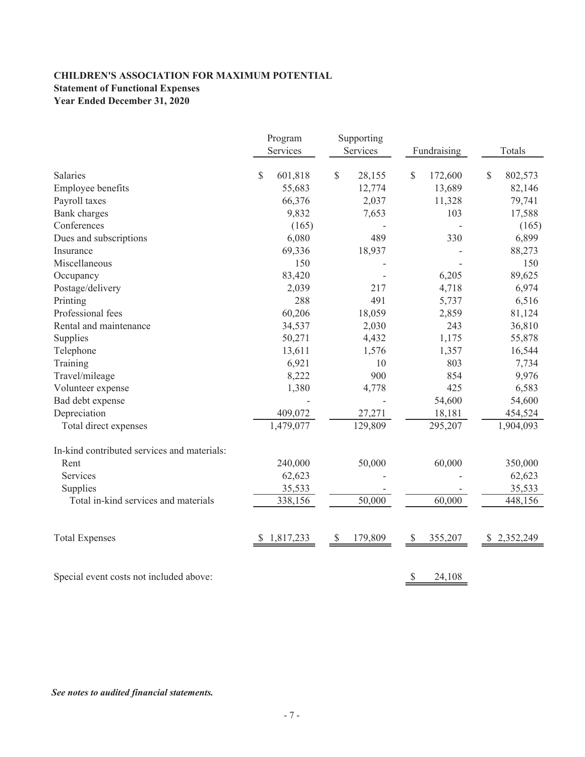**CHILDREN'S ASSOCIATION FOR MAXIMUM POTENTIAL**
**Statement of Functional Expenses**
**Year Ended December 31, 2020**

| | Program Services | Supporting Services | Fundraising | Totals |
|---|---|---|---|---|
| Salaries | $ 601,818 | $ 28,155 | $ 172,600 | $ 802,573 |
| Employee benefits | 55,683 | 12,774 | 13,689 | 82,146 |
| Payroll taxes | 66,376 | 2,037 | 11,328 | 79,741 |
| Bank charges | 9,832 | 7,653 | 103 | 17,588 |
| Conferences | (165) | - | - | (165) |
| Dues and subscriptions | 6,080 | 489 | 330 | 6,899 |
| Insurance | 69,336 | 18,937 | - | 88,273 |
| Miscellaneous | 150 | - | - | 150 |
| Occupancy | 83,420 | - | 6,205 | 89,625 |
| Postage/delivery | 2,039 | 217 | 4,718 | 6,974 |
| Printing | 288 | 491 | 5,737 | 6,516 |
| Professional fees | 60,206 | 18,059 | 2,859 | 81,124 |
| Rental and maintenance | 34,537 | 2,030 | 243 | 36,810 |
| Supplies | 50,271 | 4,432 | 1,175 | 55,878 |
| Telephone | 13,611 | 1,576 | 1,357 | 16,544 |
| Training | 6,921 | 10 | 803 | 7,734 |
| Travel/mileage | 8,222 | 900 | 854 | 9,976 |
| Volunteer expense | 1,380 | 4,778 | 425 | 6,583 |
| Bad debt expense | - | - | 54,600 | 54,600 |
| Depreciation | 409,072 | 27,271 | 18,181 | 454,524 |
| Total direct expenses | 1,479,077 | 129,809 | 295,207 | 1,904,093 |
| In-kind contributed services and materials: | | | | |
| Rent | 240,000 | 50,000 | 60,000 | 350,000 |
| Services | 62,623 | - | - | 62,623 |
| Supplies | 35,533 | - | - | 35,533 |
| Total in-kind services and materials | 338,156 | 50,000 | 60,000 | 448,156 |
| Total Expenses | $ 1,817,233 | $ 179,809 | $ 355,207 | $ 2,352,249 |
| Special event costs not included above: | | | $ 24,108 | |

***See notes to audited financial statements.***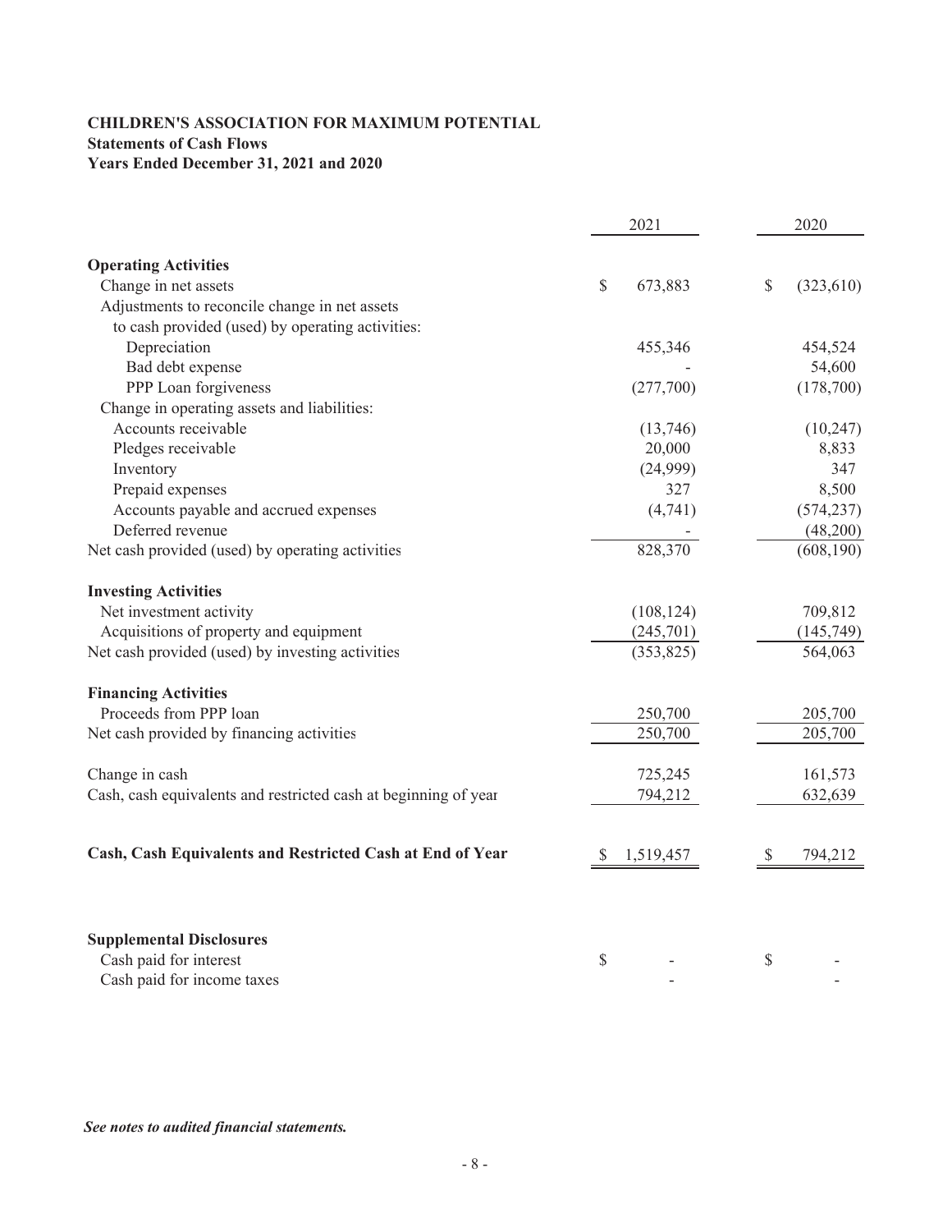**CHILDREN'S ASSOCIATION FOR MAXIMUM POTENTIAL**
**Statements of Cash Flows**
**Years Ended December 31, 2021 and 2020**

| | 2021 | 2020 |
|---|---|---|
| **Operating Activities** | | |
| Change in net assets | $ 673,883 | $ (323,610) |
| Adjustments to reconcile change in net assets to cash provided (used) by operating activities: | | |
| Depreciation | 455,346 | 454,524 |
| Bad debt expense | - | 54,600 |
| PPP Loan forgiveness | (277,700) | (178,700) |
| Change in operating assets and liabilities: | | |
| Accounts receivable | (13,746) | (10,247) |
| Pledges receivable | 20,000 | 8,833 |
| Inventory | (24,999) | 347 |
| Prepaid expenses | 327 | 8,500 |
| Accounts payable and accrued expenses | (4,741) | (574,237) |
| Deferred revenue | - | (48,200) |
| Net cash provided (used) by operating activities | 828,370 | (608,190) |
| **Investing Activities** | | |
| Net investment activity | (108,124) | 709,812 |
| Acquisitions of property and equipment | (245,701) | (145,749) |
| Net cash provided (used) by investing activities | (353,825) | 564,063 |
| **Financing Activities** | | |
| Proceeds from PPP loan | 250,700 | 205,700 |
| Net cash provided by financing activities | 250,700 | 205,700 |
| Change in cash | 725,245 | 161,573 |
| Cash, cash equivalents and restricted cash at beginning of year | 794,212 | 632,639 |
| **Cash, Cash Equivalents and Restricted Cash at End of Year** | $ 1,519,457 | $ 794,212 |
| **Supplemental Disclosures** | | |
| Cash paid for interest | $ - | $ - |
| Cash paid for income taxes | - | - |

*See notes to audited financial statements.*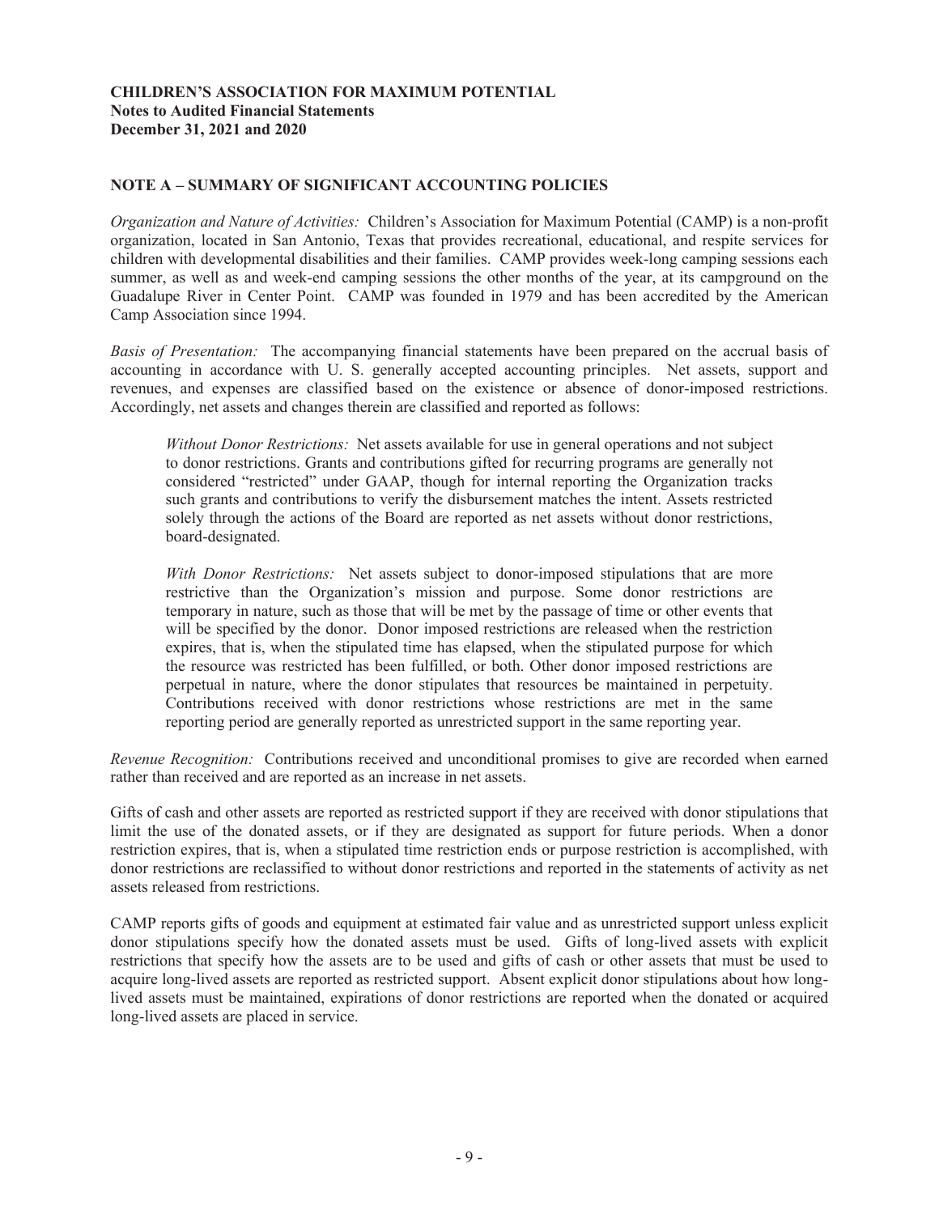**CHILDREN'S ASSOCIATION FOR MAXIMUM POTENTIAL**
**Notes to Audited Financial Statements**
**December 31, 2021 and 2020**

## NOTE A – SUMMARY OF SIGNIFICANT ACCOUNTING POLICIES

*Organization and Nature of Activities:* Children's Association for Maximum Potential (CAMP) is a non-profit organization, located in San Antonio, Texas that provides recreational, educational, and respite services for children with developmental disabilities and their families. CAMP provides week-long camping sessions each summer, as well as and week-end camping sessions the other months of the year, at its campground on the Guadalupe River in Center Point. CAMP was founded in 1979 and has been accredited by the American Camp Association since 1994.

*Basis of Presentation:* The accompanying financial statements have been prepared on the accrual basis of accounting in accordance with U. S. generally accepted accounting principles. Net assets, support and revenues, and expenses are classified based on the existence or absence of donor-imposed restrictions. Accordingly, net assets and changes therein are classified and reported as follows:

> *Without Donor Restrictions:* Net assets available for use in general operations and not subject to donor restrictions. Grants and contributions gifted for recurring programs are generally not considered "restricted" under GAAP, though for internal reporting the Organization tracks such grants and contributions to verify the disbursement matches the intent. Assets restricted solely through the actions of the Board are reported as net assets without donor restrictions, board-designated.
>
> *With Donor Restrictions:* Net assets subject to donor-imposed stipulations that are more restrictive than the Organization's mission and purpose. Some donor restrictions are temporary in nature, such as those that will be met by the passage of time or other events that will be specified by the donor. Donor imposed restrictions are released when the restriction expires, that is, when the stipulated time has elapsed, when the stipulated purpose for which the resource was restricted has been fulfilled, or both. Other donor imposed restrictions are perpetual in nature, where the donor stipulates that resources be maintained in perpetuity. Contributions received with donor restrictions whose restrictions are met in the same reporting period are generally reported as unrestricted support in the same reporting year.

*Revenue Recognition:* Contributions received and unconditional promises to give are recorded when earned rather than received and are reported as an increase in net assets.

Gifts of cash and other assets are reported as restricted support if they are received with donor stipulations that limit the use of the donated assets, or if they are designated as support for future periods. When a donor restriction expires, that is, when a stipulated time restriction ends or purpose restriction is accomplished, with donor restrictions are reclassified to without donor restrictions and reported in the statements of activity as net assets released from restrictions.

CAMP reports gifts of goods and equipment at estimated fair value and as unrestricted support unless explicit donor stipulations specify how the donated assets must be used. Gifts of long-lived assets with explicit restrictions that specify how the assets are to be used and gifts of cash or other assets that must be used to acquire long-lived assets are reported as restricted support. Absent explicit donor stipulations about how long-lived assets must be maintained, expirations of donor restrictions are reported when the donated or acquired long-lived assets are placed in service.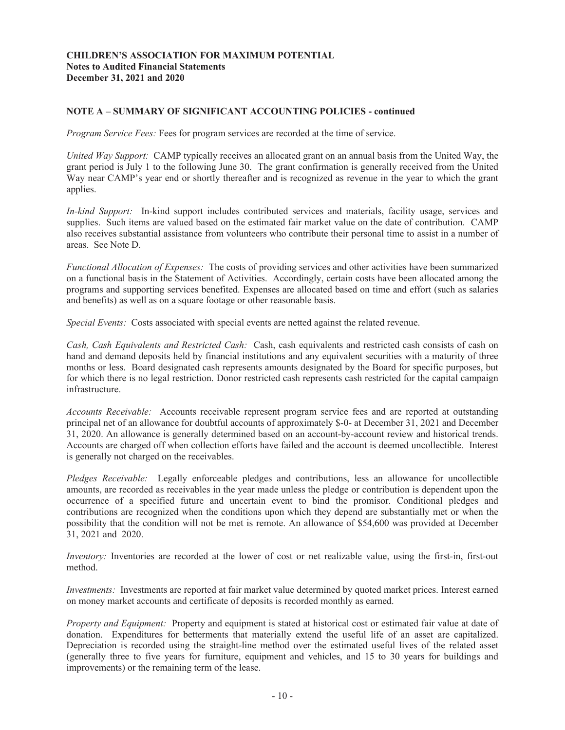**CHILDREN'S ASSOCIATION FOR MAXIMUM POTENTIAL**
**Notes to Audited Financial Statements**
**December 31, 2021 and 2020**

## NOTE A – SUMMARY OF SIGNIFICANT ACCOUNTING POLICIES - continued

*Program Service Fees:* Fees for program services are recorded at the time of service.

*United Way Support:* CAMP typically receives an allocated grant on an annual basis from the United Way, the grant period is July 1 to the following June 30. The grant confirmation is generally received from the United Way near CAMP's year end or shortly thereafter and is recognized as revenue in the year to which the grant applies.

*In-kind Support:* In-kind support includes contributed services and materials, facility usage, services and supplies. Such items are valued based on the estimated fair market value on the date of contribution. CAMP also receives substantial assistance from volunteers who contribute their personal time to assist in a number of areas. See Note D.

*Functional Allocation of Expenses:* The costs of providing services and other activities have been summarized on a functional basis in the Statement of Activities. Accordingly, certain costs have been allocated among the programs and supporting services benefited. Expenses are allocated based on time and effort (such as salaries and benefits) as well as on a square footage or other reasonable basis.

*Special Events:* Costs associated with special events are netted against the related revenue.

*Cash, Cash Equivalents and Restricted Cash:* Cash, cash equivalents and restricted cash consists of cash on hand and demand deposits held by financial institutions and any equivalent securities with a maturity of three months or less. Board designated cash represents amounts designated by the Board for specific purposes, but for which there is no legal restriction. Donor restricted cash represents cash restricted for the capital campaign infrastructure.

*Accounts Receivable:* Accounts receivable represent program service fees and are reported at outstanding principal net of an allowance for doubtful accounts of approximately $-0- at December 31, 2021 and December 31, 2020. An allowance is generally determined based on an account-by-account review and historical trends. Accounts are charged off when collection efforts have failed and the account is deemed uncollectible. Interest is generally not charged on the receivables.

*Pledges Receivable:* Legally enforceable pledges and contributions, less an allowance for uncollectible amounts, are recorded as receivables in the year made unless the pledge or contribution is dependent upon the occurrence of a specified future and uncertain event to bind the promisor. Conditional pledges and contributions are recognized when the conditions upon which they depend are substantially met or when the possibility that the condition will not be met is remote. An allowance of $54,600 was provided at December 31, 2021 and 2020.

*Inventory:* Inventories are recorded at the lower of cost or net realizable value, using the first-in, first-out method.

*Investments:* Investments are reported at fair market value determined by quoted market prices. Interest earned on money market accounts and certificate of deposits is recorded monthly as earned.

*Property and Equipment:* Property and equipment is stated at historical cost or estimated fair value at date of donation. Expenditures for betterments that materially extend the useful life of an asset are capitalized. Depreciation is recorded using the straight-line method over the estimated useful lives of the related asset (generally three to five years for furniture, equipment and vehicles, and 15 to 30 years for buildings and improvements) or the remaining term of the lease.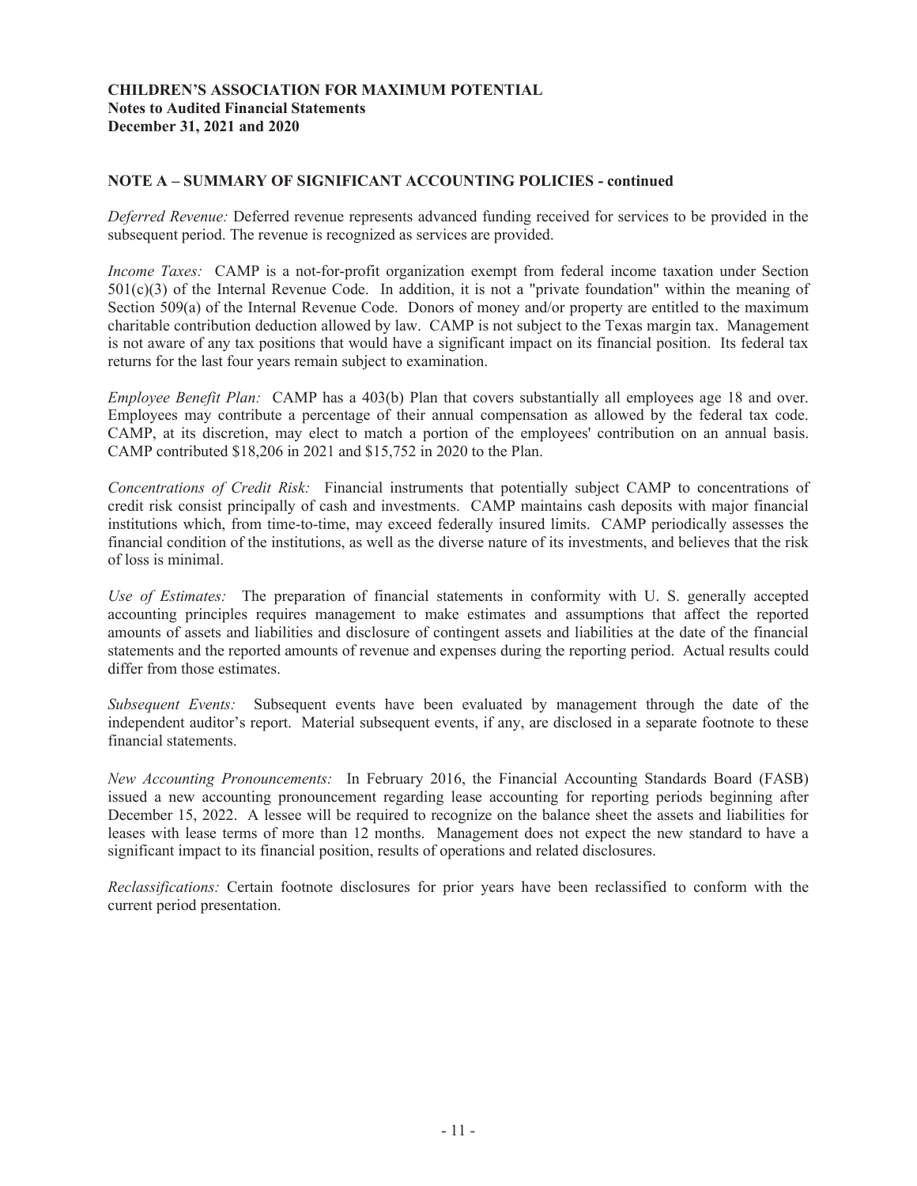**CHILDREN'S ASSOCIATION FOR MAXIMUM POTENTIAL**
**Notes to Audited Financial Statements**
**December 31, 2021 and 2020**

**NOTE A – SUMMARY OF SIGNIFICANT ACCOUNTING POLICIES - continued**

*Deferred Revenue:* Deferred revenue represents advanced funding received for services to be provided in the subsequent period. The revenue is recognized as services are provided.

*Income Taxes:* CAMP is a not-for-profit organization exempt from federal income taxation under Section 501(c)(3) of the Internal Revenue Code. In addition, it is not a "private foundation" within the meaning of Section 509(a) of the Internal Revenue Code. Donors of money and/or property are entitled to the maximum charitable contribution deduction allowed by law. CAMP is not subject to the Texas margin tax. Management is not aware of any tax positions that would have a significant impact on its financial position. Its federal tax returns for the last four years remain subject to examination.

*Employee Benefit Plan:* CAMP has a 403(b) Plan that covers substantially all employees age 18 and over. Employees may contribute a percentage of their annual compensation as allowed by the federal tax code. CAMP, at its discretion, may elect to match a portion of the employees' contribution on an annual basis. CAMP contributed $18,206 in 2021 and $15,752 in 2020 to the Plan.

*Concentrations of Credit Risk:* Financial instruments that potentially subject CAMP to concentrations of credit risk consist principally of cash and investments. CAMP maintains cash deposits with major financial institutions which, from time-to-time, may exceed federally insured limits. CAMP periodically assesses the financial condition of the institutions, as well as the diverse nature of its investments, and believes that the risk of loss is minimal.

*Use of Estimates:* The preparation of financial statements in conformity with U. S. generally accepted accounting principles requires management to make estimates and assumptions that affect the reported amounts of assets and liabilities and disclosure of contingent assets and liabilities at the date of the financial statements and the reported amounts of revenue and expenses during the reporting period. Actual results could differ from those estimates.

*Subsequent Events:* Subsequent events have been evaluated by management through the date of the independent auditor's report. Material subsequent events, if any, are disclosed in a separate footnote to these financial statements.

*New Accounting Pronouncements:* In February 2016, the Financial Accounting Standards Board (FASB) issued a new accounting pronouncement regarding lease accounting for reporting periods beginning after December 15, 2022. A lessee will be required to recognize on the balance sheet the assets and liabilities for leases with lease terms of more than 12 months. Management does not expect the new standard to have a significant impact to its financial position, results of operations and related disclosures.

*Reclassifications:* Certain footnote disclosures for prior years have been reclassified to conform with the current period presentation.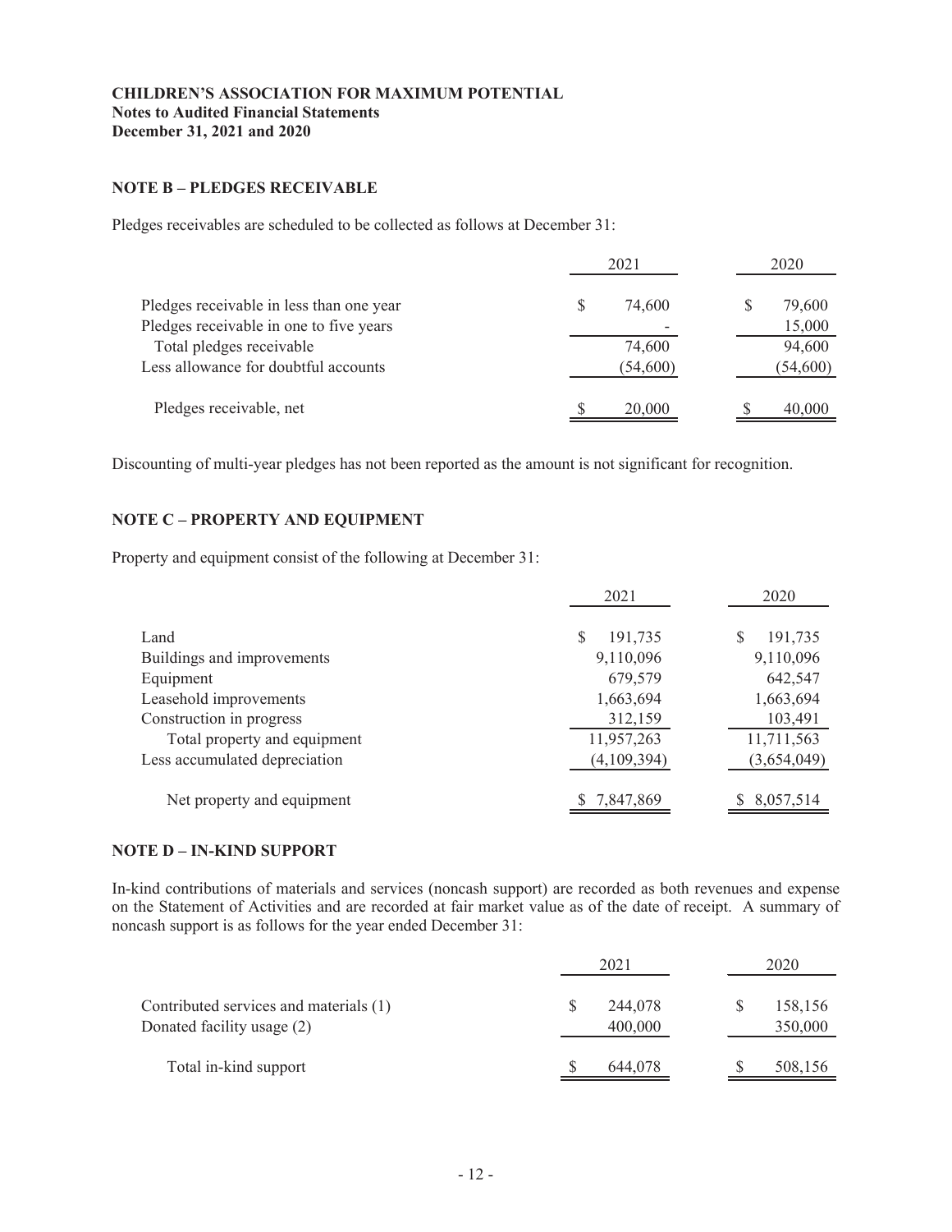**CHILDREN'S ASSOCIATION FOR MAXIMUM POTENTIAL**
**Notes to Audited Financial Statements**
**December 31, 2021 and 2020**

## NOTE B – PLEDGES RECEIVABLE

Pledges receivables are scheduled to be collected as follows at December 31:

| | 2021 | 2020 |
|---|---|---|
| Pledges receivable in less than one year | $ 74,600 | $ 79,600 |
| Pledges receivable in one to five years | - | 15,000 |
| Total pledges receivable | 74,600 | 94,600 |
| Less allowance for doubtful accounts | (54,600) | (54,600) |
| Pledges receivable, net | $ 20,000 | $ 40,000 |

Discounting of multi-year pledges has not been reported as the amount is not significant for recognition.

## NOTE C – PROPERTY AND EQUIPMENT

Property and equipment consist of the following at December 31:

| | 2021 | 2020 |
|---|---|---|
| Land | $ 191,735 | $ 191,735 |
| Buildings and improvements | 9,110,096 | 9,110,096 |
| Equipment | 679,579 | 642,547 |
| Leasehold improvements | 1,663,694 | 1,663,694 |
| Construction in progress | 312,159 | 103,491 |
| Total property and equipment | 11,957,263 | 11,711,563 |
| Less accumulated depreciation | (4,109,394) | (3,654,049) |
| Net property and equipment | $ 7,847,869 | $ 8,057,514 |

## NOTE D – IN-KIND SUPPORT

In-kind contributions of materials and services (noncash support) are recorded as both revenues and expense on the Statement of Activities and are recorded at fair market value as of the date of receipt. A summary of noncash support is as follows for the year ended December 31:

| | 2021 | 2020 |
|---|---|---|
| Contributed services and materials (1) | $ 244,078 | $ 158,156 |
| Donated facility usage (2) | 400,000 | 350,000 |
| Total in-kind support | $ 644,078 | $ 508,156 |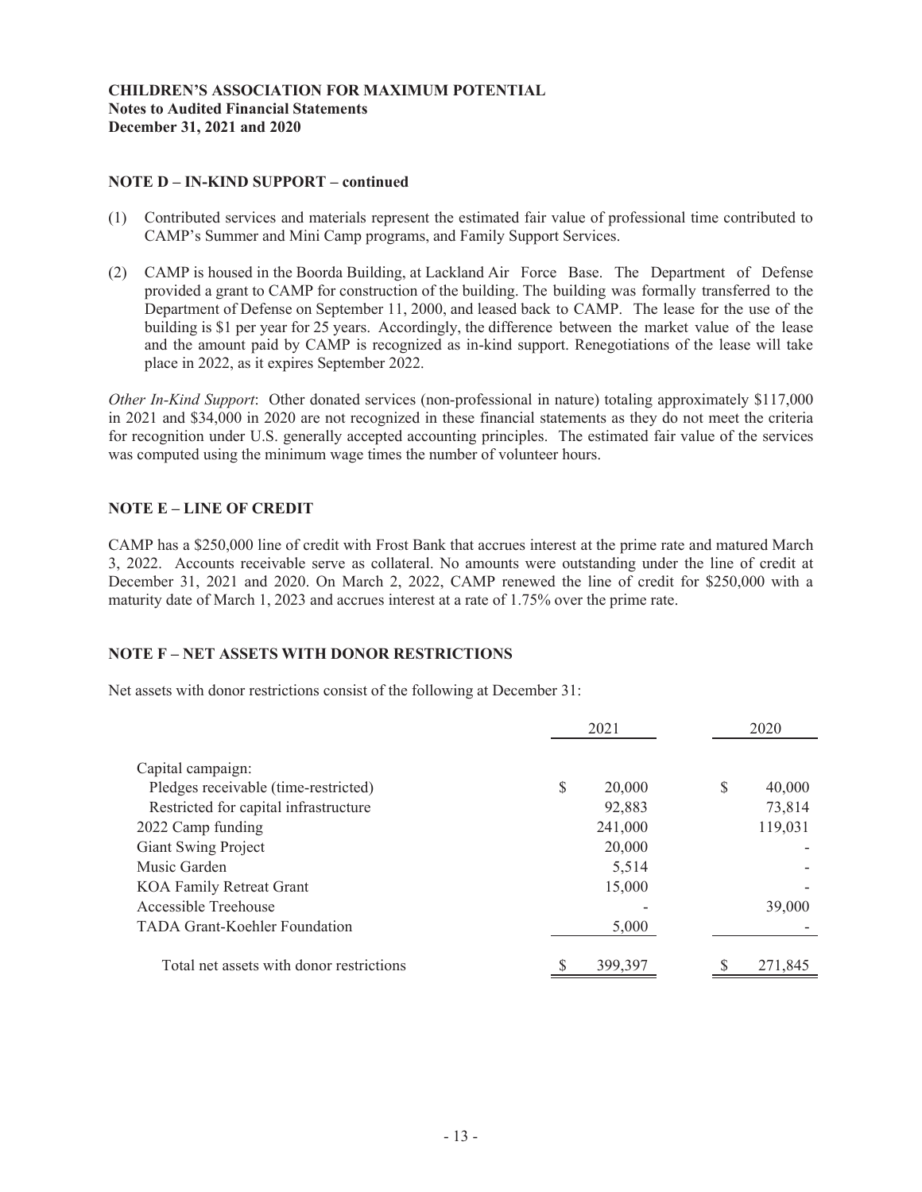**CHILDREN'S ASSOCIATION FOR MAXIMUM POTENTIAL**
**Notes to Audited Financial Statements**
**December 31, 2021 and 2020**

## NOTE D – IN-KIND SUPPORT – continued

(1) Contributed services and materials represent the estimated fair value of professional time contributed to CAMP's Summer and Mini Camp programs, and Family Support Services.

(2) CAMP is housed in the Boorda Building, at Lackland Air Force Base. The Department of Defense provided a grant to CAMP for construction of the building. The building was formally transferred to the Department of Defense on September 11, 2000, and leased back to CAMP. The lease for the use of the building is $1 per year for 25 years. Accordingly, the difference between the market value of the lease and the amount paid by CAMP is recognized as in-kind support. Renegotiations of the lease will take place in 2022, as it expires September 2022.

*Other In-Kind Support*: Other donated services (non-professional in nature) totaling approximately $117,000 in 2021 and $34,000 in 2020 are not recognized in these financial statements as they do not meet the criteria for recognition under U.S. generally accepted accounting principles. The estimated fair value of the services was computed using the minimum wage times the number of volunteer hours.

## NOTE E – LINE OF CREDIT

CAMP has a $250,000 line of credit with Frost Bank that accrues interest at the prime rate and matured March 3, 2022. Accounts receivable serve as collateral. No amounts were outstanding under the line of credit at December 31, 2021 and 2020. On March 2, 2022, CAMP renewed the line of credit for $250,000 with a maturity date of March 1, 2023 and accrues interest at a rate of 1.75% over the prime rate.

## NOTE F – NET ASSETS WITH DONOR RESTRICTIONS

Net assets with donor restrictions consist of the following at December 31:

| | 2021 | 2020 |
|---|---|---|
| Capital campaign: | | |
| Pledges receivable (time-restricted) | $ 20,000 | $ 40,000 |
| Restricted for capital infrastructure | 92,883 | 73,814 |
| 2022 Camp funding | 241,000 | 119,031 |
| Giant Swing Project | 20,000 | - |
| Music Garden | 5,514 | - |
| KOA Family Retreat Grant | 15,000 | - |
| Accessible Treehouse | - | 39,000 |
| TADA Grant-Koehler Foundation | 5,000 | - |
| Total net assets with donor restrictions | $ 399,397 | $ 271,845 |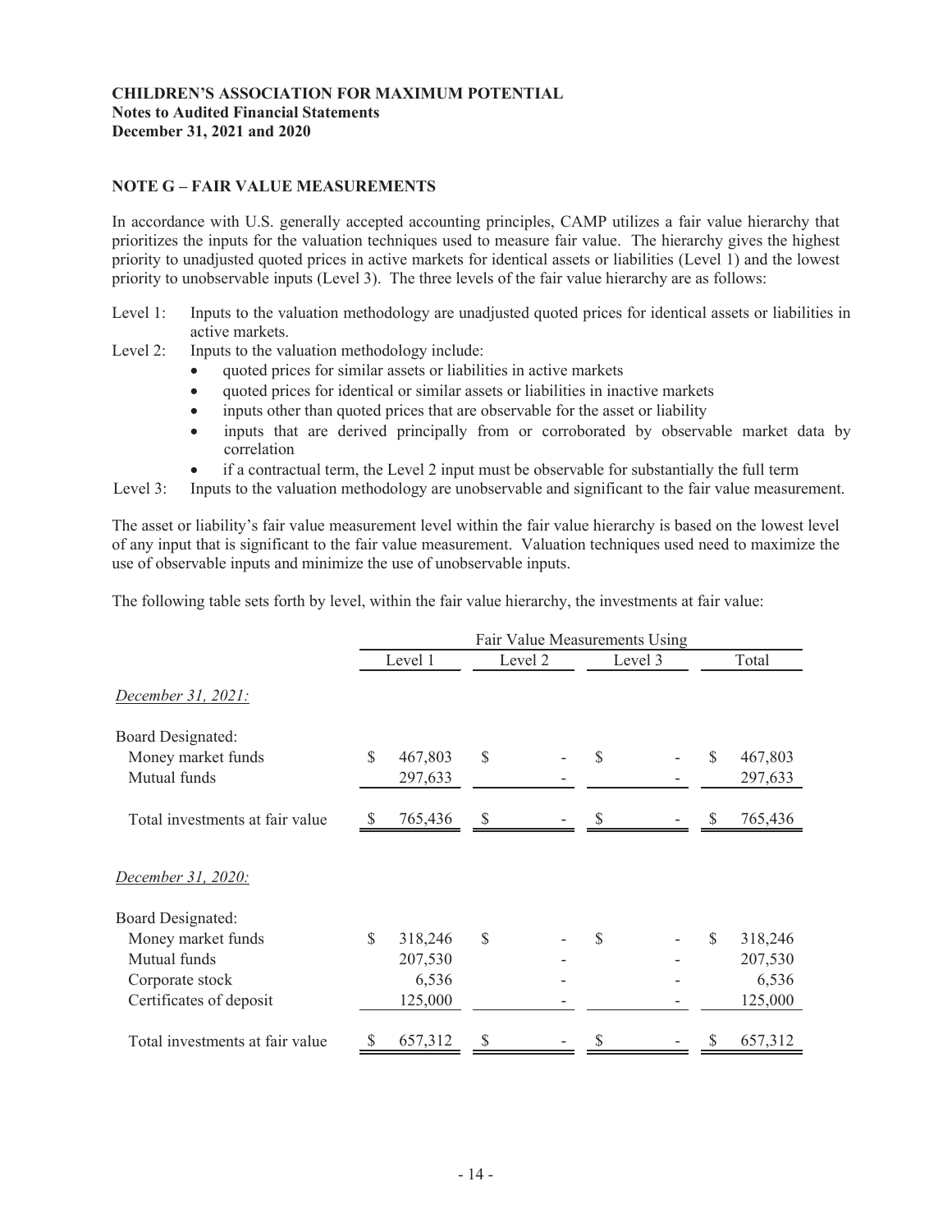**CHILDREN'S ASSOCIATION FOR MAXIMUM POTENTIAL**
**Notes to Audited Financial Statements**
**December 31, 2021 and 2020**

## NOTE G – FAIR VALUE MEASUREMENTS

In accordance with U.S. generally accepted accounting principles, CAMP utilizes a fair value hierarchy that prioritizes the inputs for the valuation techniques used to measure fair value. The hierarchy gives the highest priority to unadjusted quoted prices in active markets for identical assets or liabilities (Level 1) and the lowest priority to unobservable inputs (Level 3). The three levels of the fair value hierarchy are as follows:

Level 1: Inputs to the valuation methodology are unadjusted quoted prices for identical assets or liabilities in active markets.

Level 2: Inputs to the valuation methodology include:

- quoted prices for similar assets or liabilities in active markets
- quoted prices for identical or similar assets or liabilities in inactive markets
- inputs other than quoted prices that are observable for the asset or liability
- inputs that are derived principally from or corroborated by observable market data by correlation
- if a contractual term, the Level 2 input must be observable for substantially the full term

Level 3: Inputs to the valuation methodology are unobservable and significant to the fair value measurement.

The asset or liability's fair value measurement level within the fair value hierarchy is based on the lowest level of any input that is significant to the fair value measurement. Valuation techniques used need to maximize the use of observable inputs and minimize the use of unobservable inputs.

The following table sets forth by level, within the fair value hierarchy, the investments at fair value:

| | Fair Value Measurements Using | | | |
|---|---|---|---|---|
| | Level 1 | Level 2 | Level 3 | Total |
| *December 31, 2021:* | | | | |
| Board Designated: | | | | |
| Money market funds | $ 467,803 | $ - | $ - | $ 467,803 |
| Mutual funds | 297,633 | - | - | 297,633 |
| Total investments at fair value | $ 765,436 | $ - | $ - | $ 765,436 |
| *December 31, 2020:* | | | | |
| Board Designated: | | | | |
| Money market funds | $ 318,246 | $ - | $ - | $ 318,246 |
| Mutual funds | 207,530 | - | - | 207,530 |
| Corporate stock | 6,536 | - | - | 6,536 |
| Certificates of deposit | 125,000 | - | - | 125,000 |
| Total investments at fair value | $ 657,312 | $ - | $ - | $ 657,312 |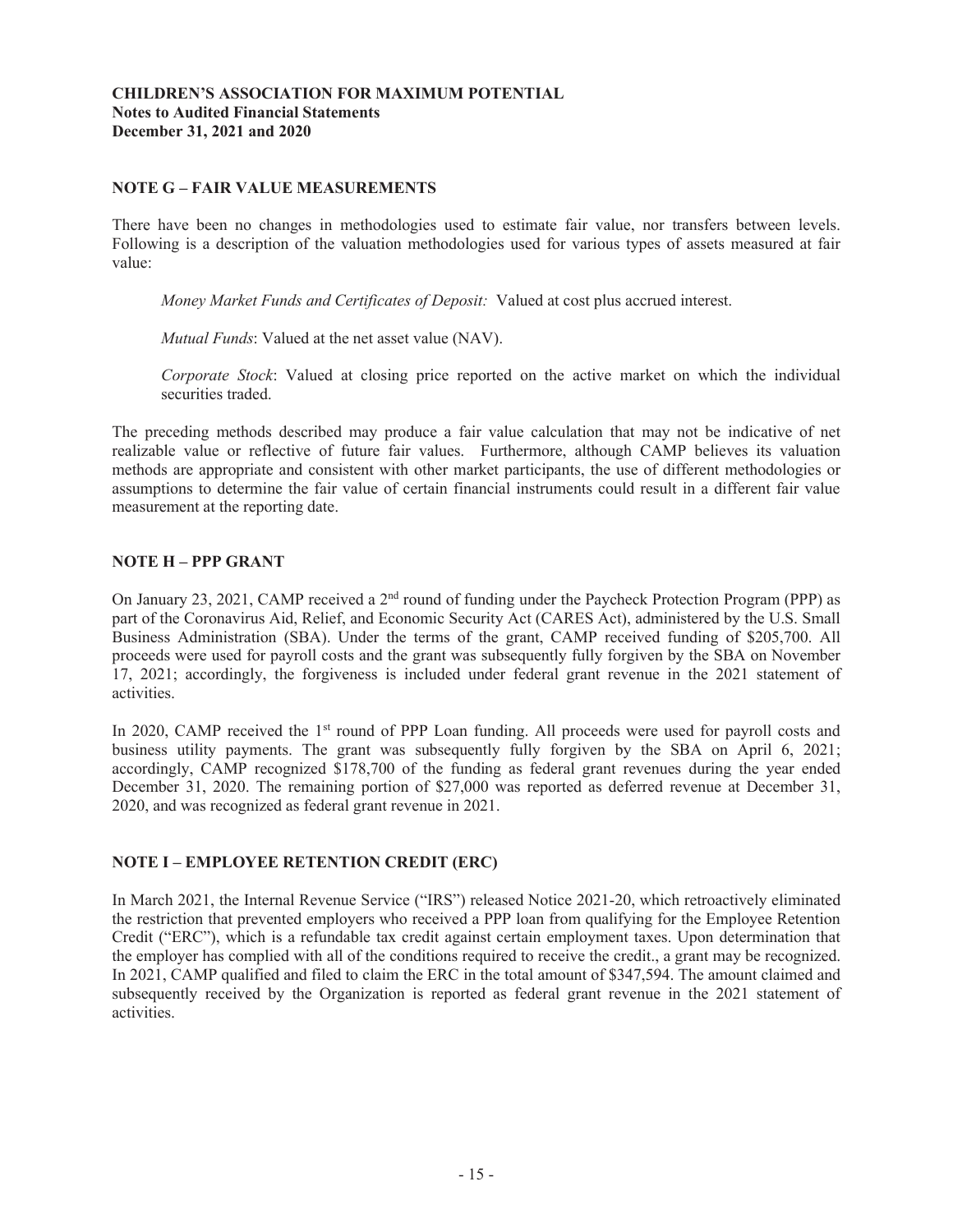**CHILDREN'S ASSOCIATION FOR MAXIMUM POTENTIAL**
**Notes to Audited Financial Statements**
**December 31, 2021 and 2020**

## NOTE G – FAIR VALUE MEASUREMENTS

There have been no changes in methodologies used to estimate fair value, nor transfers between levels. Following is a description of the valuation methodologies used for various types of assets measured at fair value:

*Money Market Funds and Certificates of Deposit:* Valued at cost plus accrued interest.

*Mutual Funds*: Valued at the net asset value (NAV).

*Corporate Stock*: Valued at closing price reported on the active market on which the individual securities traded.

The preceding methods described may produce a fair value calculation that may not be indicative of net realizable value or reflective of future fair values. Furthermore, although CAMP believes its valuation methods are appropriate and consistent with other market participants, the use of different methodologies or assumptions to determine the fair value of certain financial instruments could result in a different fair value measurement at the reporting date.

## NOTE H – PPP GRANT

On January 23, 2021, CAMP received a 2nd round of funding under the Paycheck Protection Program (PPP) as part of the Coronavirus Aid, Relief, and Economic Security Act (CARES Act), administered by the U.S. Small Business Administration (SBA). Under the terms of the grant, CAMP received funding of $205,700. All proceeds were used for payroll costs and the grant was subsequently fully forgiven by the SBA on November 17, 2021; accordingly, the forgiveness is included under federal grant revenue in the 2021 statement of activities.

In 2020, CAMP received the 1st round of PPP Loan funding. All proceeds were used for payroll costs and business utility payments. The grant was subsequently fully forgiven by the SBA on April 6, 2021; accordingly, CAMP recognized $178,700 of the funding as federal grant revenues during the year ended December 31, 2020. The remaining portion of $27,000 was reported as deferred revenue at December 31, 2020, and was recognized as federal grant revenue in 2021.

## NOTE I – EMPLOYEE RETENTION CREDIT (ERC)

In March 2021, the Internal Revenue Service ("IRS") released Notice 2021-20, which retroactively eliminated the restriction that prevented employers who received a PPP loan from qualifying for the Employee Retention Credit ("ERC"), which is a refundable tax credit against certain employment taxes. Upon determination that the employer has complied with all of the conditions required to receive the credit., a grant may be recognized. In 2021, CAMP qualified and filed to claim the ERC in the total amount of $347,594. The amount claimed and subsequently received by the Organization is reported as federal grant revenue in the 2021 statement of activities.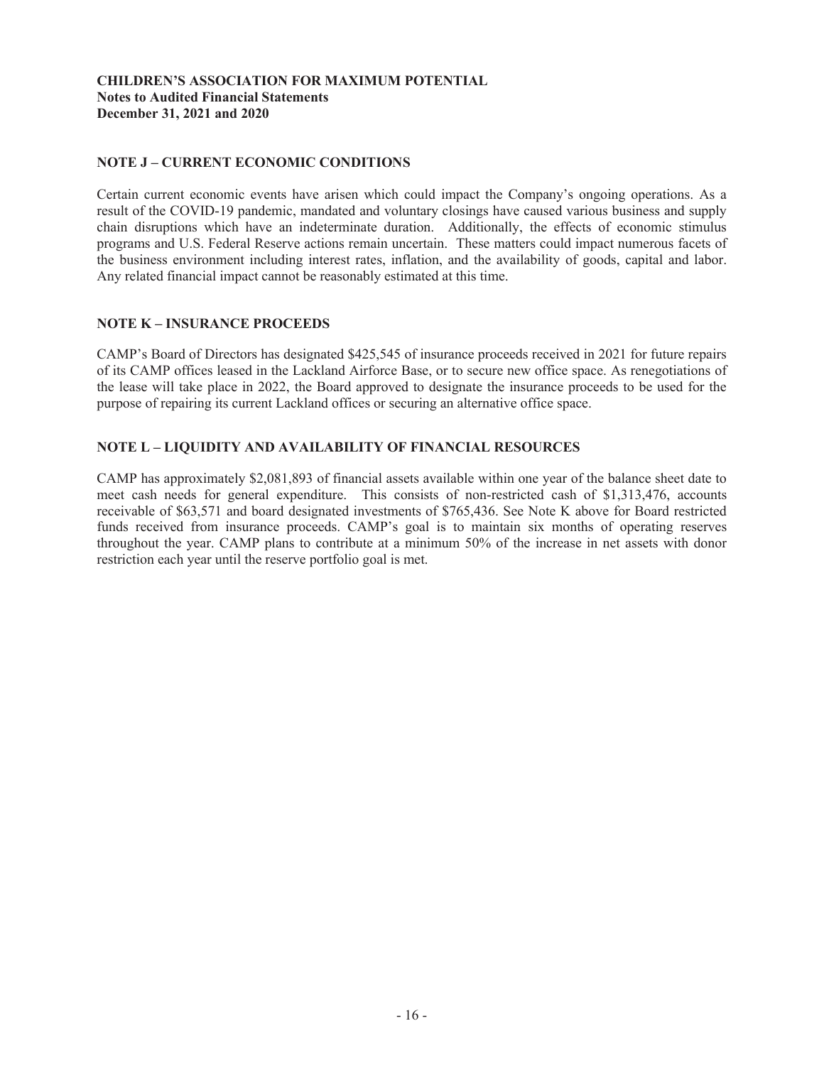**CHILDREN'S ASSOCIATION FOR MAXIMUM POTENTIAL**
**Notes to Audited Financial Statements**
**December 31, 2021 and 2020**

## NOTE J – CURRENT ECONOMIC CONDITIONS

Certain current economic events have arisen which could impact the Company's ongoing operations. As a result of the COVID-19 pandemic, mandated and voluntary closings have caused various business and supply chain disruptions which have an indeterminate duration. Additionally, the effects of economic stimulus programs and U.S. Federal Reserve actions remain uncertain. These matters could impact numerous facets of the business environment including interest rates, inflation, and the availability of goods, capital and labor. Any related financial impact cannot be reasonably estimated at this time.

## NOTE K – INSURANCE PROCEEDS

CAMP's Board of Directors has designated $425,545 of insurance proceeds received in 2021 for future repairs of its CAMP offices leased in the Lackland Airforce Base, or to secure new office space. As renegotiations of the lease will take place in 2022, the Board approved to designate the insurance proceeds to be used for the purpose of repairing its current Lackland offices or securing an alternative office space.

## NOTE L – LIQUIDITY AND AVAILABILITY OF FINANCIAL RESOURCES

CAMP has approximately $2,081,893 of financial assets available within one year of the balance sheet date to meet cash needs for general expenditure. This consists of non-restricted cash of $1,313,476, accounts receivable of $63,571 and board designated investments of $765,436. See Note K above for Board restricted funds received from insurance proceeds. CAMP's goal is to maintain six months of operating reserves throughout the year. CAMP plans to contribute at a minimum 50% of the increase in net assets with donor restriction each year until the reserve portfolio goal is met.